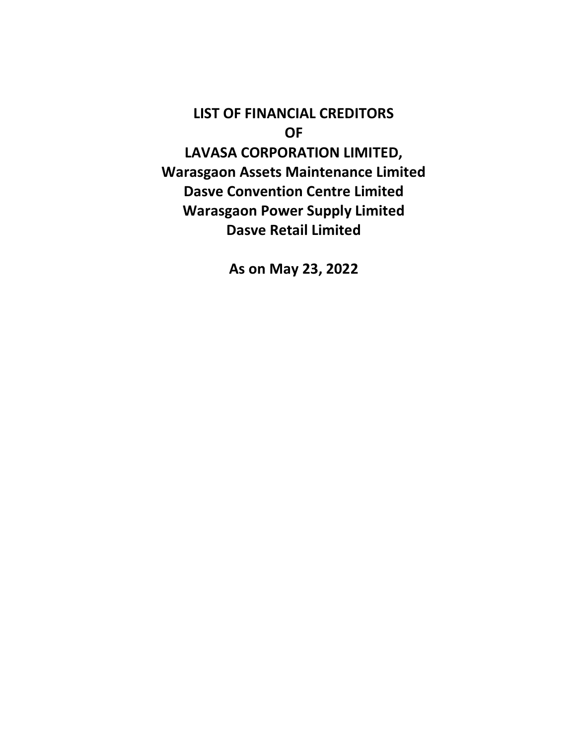# LIST OF FINANCIAL CREDITORS

# OF

# LAVASA CORPORATION LIMITED,

# Warasgaon Assets Maintenance Limited

# Dasve Convention Centre Limited

# Warasgaon Power Supply Limited

# Dasve Retail Limited

## As on May 23, 2022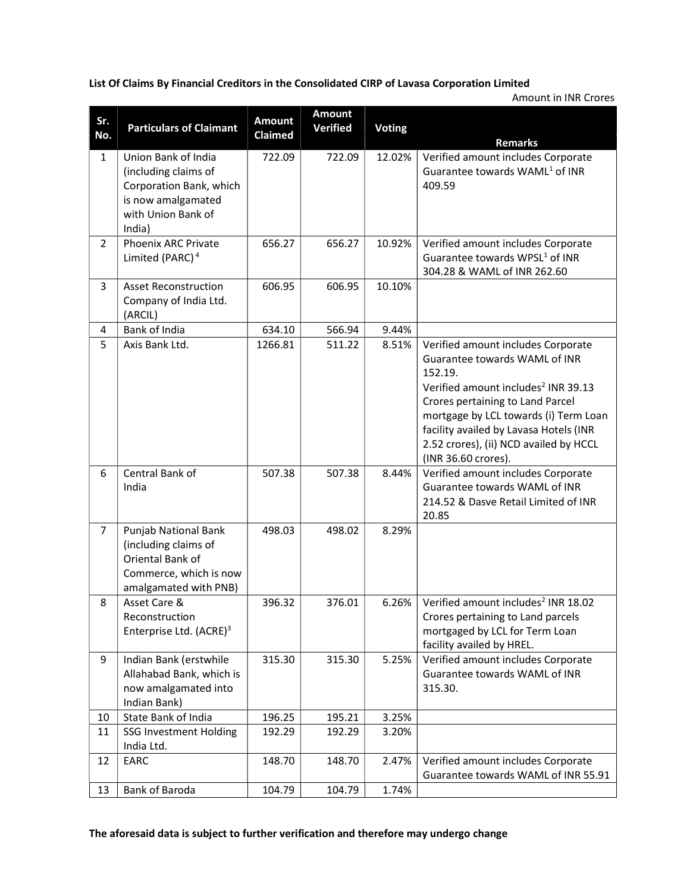**List Of Claims By Financial Creditors in the Consolidated CIRP of Lavasa Corporation Limited**

Amount in INR Crores

| Sr. No. | Particulars of Claimant | Amount Claimed | Amount Verified | Voting | Remarks |
|---|---|---|---|---|---|
| 1 | Union Bank of India (including claims of Corporation Bank, which is now amalgamated with Union Bank of India) | 722.09 | 722.09 | 12.02% | Verified amount includes Corporate Guarantee towards WAML[1] of INR 409.59 |
| 2 | Phoenix ARC Private Limited (PARC)[4] | 656.27 | 656.27 | 10.92% | Verified amount includes Corporate Guarantee towards WPSL[1] of INR 304.28 & WAML of INR 262.60 |
| 3 | Asset Reconstruction Company of India Ltd. (ARCIL) | 606.95 | 606.95 | 10.10% | |
| 4 | Bank of India | 634.10 | 566.94 | 9.44% | |
| 5 | Axis Bank Ltd. | 1266.81 | 511.22 | 8.51% | Verified amount includes Corporate Guarantee towards WAML of INR 152.19. Verified amount includes[2] INR 39.13 Crores pertaining to Land Parcel mortgage by LCL towards (i) Term Loan facility availed by Lavasa Hotels (INR 2.52 crores), (ii) NCD availed by HCCL (INR 36.60 crores). |
| 6 | Central Bank of India | 507.38 | 507.38 | 8.44% | Verified amount includes Corporate Guarantee towards WAML of INR 214.52 & Dasve Retail Limited of INR 20.85 |
| 7 | Punjab National Bank (including claims of Oriental Bank of Commerce, which is now amalgamated with PNB) | 498.03 | 498.02 | 8.29% | |
| 8 | Asset Care & Reconstruction Enterprise Ltd. (ACRE)[3] | 396.32 | 376.01 | 6.26% | Verified amount includes[2] INR 18.02 Crores pertaining to Land parcels mortgaged by LCL for Term Loan facility availed by HREL. |
| 9 | Indian Bank (erstwhile Allahabad Bank, which is now amalgamated into Indian Bank) | 315.30 | 315.30 | 5.25% | Verified amount includes Corporate Guarantee towards WAML of INR 315.30. |
| 10 | State Bank of India | 196.25 | 195.21 | 3.25% | |
| 11 | SSG Investment Holding India Ltd. | 192.29 | 192.29 | 3.20% | |
| 12 | EARC | 148.70 | 148.70 | 2.47% | Verified amount includes Corporate Guarantee towards WAML of INR 55.91 |
| 13 | Bank of Baroda | 104.79 | 104.79 | 1.74% | |

**The aforesaid data is subject to further verification and therefore may undergo change**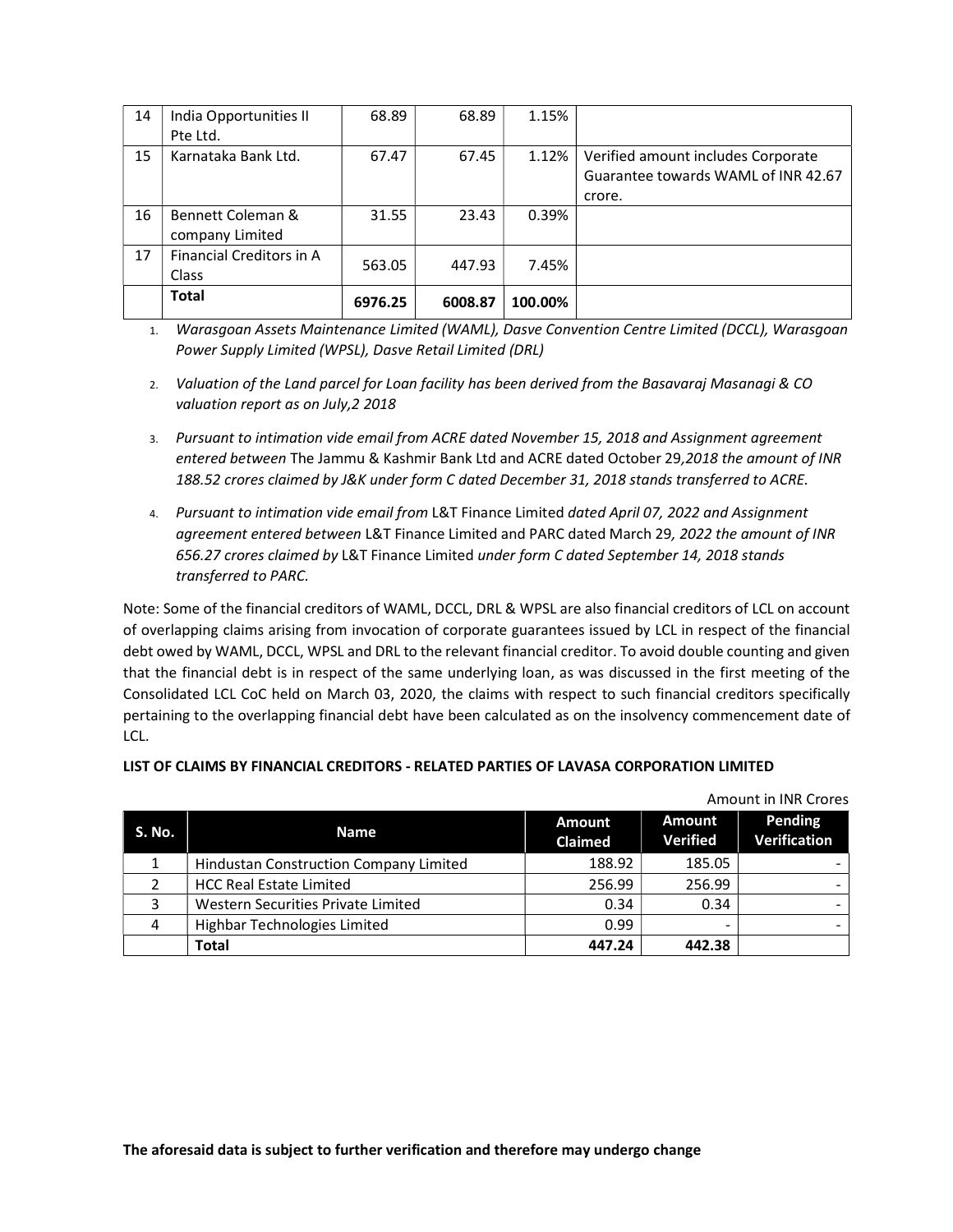| | | | | | |
|---|---|---|---|---|---|
| 14 | India Opportunities II Pte Ltd. | 68.89 | 68.89 | 1.15% | |
| 15 | Karnataka Bank Ltd. | 67.47 | 67.45 | 1.12% | Verified amount includes Corporate Guarantee towards WAML of INR 42.67 crore. |
| 16 | Bennett Coleman & company Limited | 31.55 | 23.43 | 0.39% | |
| 17 | Financial Creditors in A Class | 563.05 | 447.93 | 7.45% | |
| | **Total** | **6976.25** | **6008.87** | **100.00%** | |

1. *Warasgoan Assets Maintenance Limited (WAML), Dasve Convention Centre Limited (DCCL), Warasgoan Power Supply Limited (WPSL), Dasve Retail Limited (DRL)*
2. *Valuation of the Land parcel for Loan facility has been derived from the Basavaraj Masanagi & CO valuation report as on July,2 2018*
3. *Pursuant to intimation vide email from ACRE dated November 15, 2018 and Assignment agreement entered between* The Jammu & Kashmir Bank Ltd and ACRE dated October 29*,2018 the amount of INR 188.52 crores claimed by J&K under form C dated December 31, 2018 stands transferred to ACRE.*
4. *Pursuant to intimation vide email from* L&T Finance Limited *dated April 07, 2022 and Assignment agreement entered between* L&T Finance Limited and PARC dated March 29*, 2022 the amount of INR 656.27 crores claimed by* L&T Finance Limited *under form C dated September 14, 2018 stands transferred to PARC.*

Note: Some of the financial creditors of WAML, DCCL, DRL & WPSL are also financial creditors of LCL on account of overlapping claims arising from invocation of corporate guarantees issued by LCL in respect of the financial debt owed by WAML, DCCL, WPSL and DRL to the relevant financial creditor. To avoid double counting and given that the financial debt is in respect of the same underlying loan, as was discussed in the first meeting of the Consolidated LCL CoC held on March 03, 2020, the claims with respect to such financial creditors specifically pertaining to the overlapping financial debt have been calculated as on the insolvency commencement date of LCL.

**LIST OF CLAIMS BY FINANCIAL CREDITORS - RELATED PARTIES OF LAVASA CORPORATION LIMITED**

Amount in INR Crores

| S. No. | Name | Amount Claimed | Amount Verified | Pending Verification |
|---|---|---|---|---|
| 1 | Hindustan Construction Company Limited | 188.92 | 185.05 | - |
| 2 | HCC Real Estate Limited | 256.99 | 256.99 | - |
| 3 | Western Securities Private Limited | 0.34 | 0.34 | - |
| 4 | Highbar Technologies Limited | 0.99 | - | - |
| | **Total** | **447.24** | **442.38** | |

**The aforesaid data is subject to further verification and therefore may undergo change**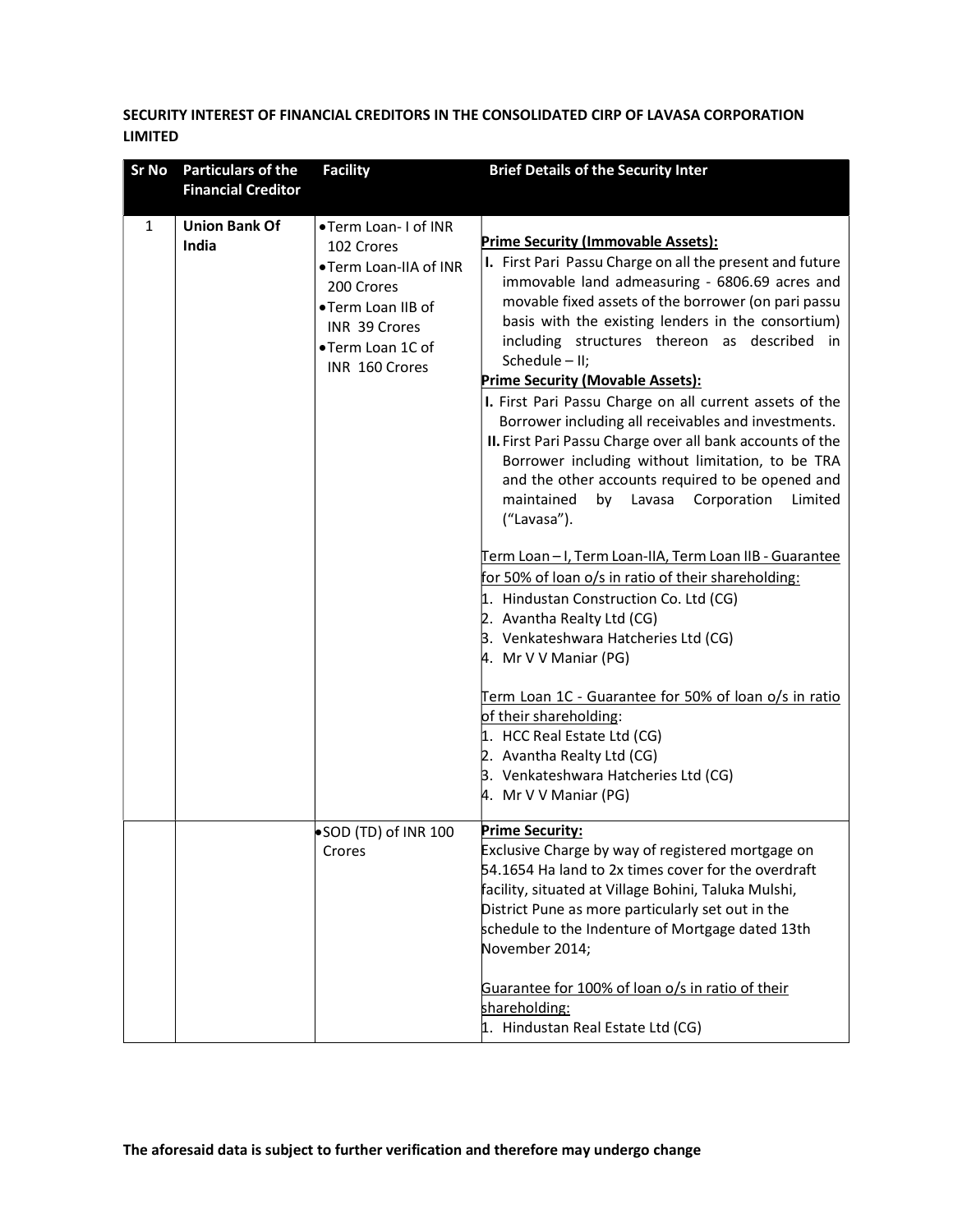**SECURITY INTEREST OF FINANCIAL CREDITORS IN THE CONSOLIDATED CIRP OF LAVASA CORPORATION LIMITED**

| Sr No | Particulars of the Financial Creditor | Facility | Brief Details of the Security Inter |
|---|---|---|---|
| 1 | **Union Bank Of India** | • Term Loan- I of INR 102 Crores<br>• Term Loan-IIA of INR 200 Crores<br>• Term Loan IIB of INR 39 Crores<br>• Term Loan 1C of INR 160 Crores | **Prime Security (Immovable Assets):**<br>**I.** First Pari Passu Charge on all the present and future immovable land admeasuring - 6806.69 acres and movable fixed assets of the borrower (on pari passu basis with the existing lenders in the consortium) including structures thereon as described in Schedule – II;<br>**Prime Security (Movable Assets):**<br>**I.** First Pari Passu Charge on all current assets of the Borrower including all receivables and investments.<br>**II.** First Pari Passu Charge over all bank accounts of the Borrower including without limitation, to be TRA and the other accounts required to be opened and maintained by Lavasa Corporation Limited ("Lavasa").<br><br>Term Loan – I, Term Loan-IIA, Term Loan IIB - Guarantee for 50% of loan o/s in ratio of their shareholding:<br>1. Hindustan Construction Co. Ltd (CG)<br>2. Avantha Realty Ltd (CG)<br>3. Venkateshwara Hatcheries Ltd (CG)<br>4. Mr V V Maniar (PG)<br><br>Term Loan 1C - Guarantee for 50% of loan o/s in ratio of their shareholding:<br>1. HCC Real Estate Ltd (CG)<br>2. Avantha Realty Ltd (CG)<br>3. Venkateshwara Hatcheries Ltd (CG)<br>4. Mr V V Maniar (PG) |
| | | • SOD (TD) of INR 100 Crores | **Prime Security:**<br>Exclusive Charge by way of registered mortgage on 54.1654 Ha land to 2x times cover for the overdraft facility, situated at Village Bohini, Taluka Mulshi, District Pune as more particularly set out in the schedule to the Indenture of Mortgage dated 13th November 2014;<br><br>Guarantee for 100% of loan o/s in ratio of their shareholding:<br>1. Hindustan Real Estate Ltd (CG) |

**The aforesaid data is subject to further verification and therefore may undergo change**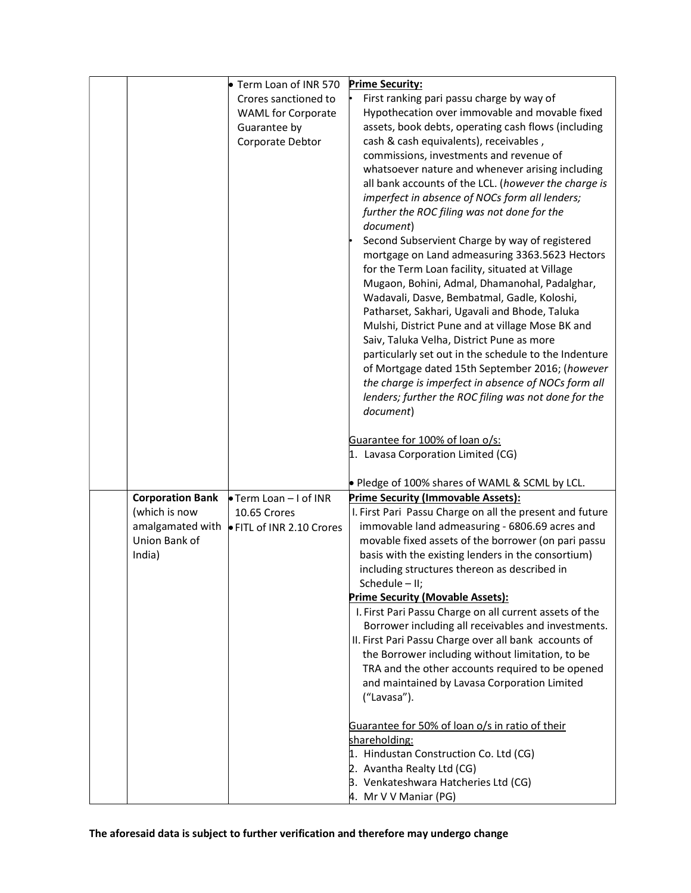| | | | |
|---|---|---|---|
| | | • Term Loan of INR 570 Crores sanctioned to WAML for Corporate Guarantee by Corporate Debtor | **Prime Security:**<br>• First ranking pari passu charge by way of Hypothecation over immovable and movable fixed assets, book debts, operating cash flows (including cash & cash equivalents), receivables , commissions, investments and revenue of whatsoever nature and whenever arising including all bank accounts of the LCL. (*however the charge is imperfect in absence of NOCs form all lenders; further the ROC filing was not done for the document*)<br>• Second Subservient Charge by way of registered mortgage on Land admeasuring 3363.5623 Hectors for the Term Loan facility, situated at Village Mugaon, Bohini, Admal, Dhamanohal, Padalghar, Wadavali, Dasve, Bembatmal, Gadle, Koloshi, Patharset, Sakhari, Ugavali and Bhode, Taluka Mulshi, District Pune and at village Mose BK and Saiv, Taluka Velha, District Pune as more particularly set out in the schedule to the Indenture of Mortgage dated 15th September 2016; (*however the charge is imperfect in absence of NOCs form all lenders; further the ROC filing was not done for the document*)<br><br><u>Guarantee for 100% of loan o/s:</u><br>1. Lavasa Corporation Limited (CG)<br><br>• Pledge of 100% shares of WAML & SCML by LCL. |
| | **Corporation Bank** (which is now amalgamated with Union Bank of India) | • Term Loan – I of INR 10.65 Crores<br>• FITL of INR 2.10 Crores | **<u>Prime Security (Immovable Assets):</u>**<br>I. First Pari Passu Charge on all the present and future immovable land admeasuring - 6806.69 acres and movable fixed assets of the borrower (on pari passu basis with the existing lenders in the consortium) including structures thereon as described in Schedule – II;<br>**<u>Prime Security (Movable Assets):</u>**<br>I. First Pari Passu Charge on all current assets of the Borrower including all receivables and investments.<br>II. First Pari Passu Charge over all bank accounts of the Borrower including without limitation, to be TRA and the other accounts required to be opened and maintained by Lavasa Corporation Limited ("Lavasa").<br><br><u>Guarantee for 50% of loan o/s in ratio of their shareholding:</u><br>1. Hindustan Construction Co. Ltd (CG)<br>2. Avantha Realty Ltd (CG)<br>3. Venkateshwara Hatcheries Ltd (CG)<br>4. Mr V V Maniar (PG) |

**The aforesaid data is subject to further verification and therefore may undergo change**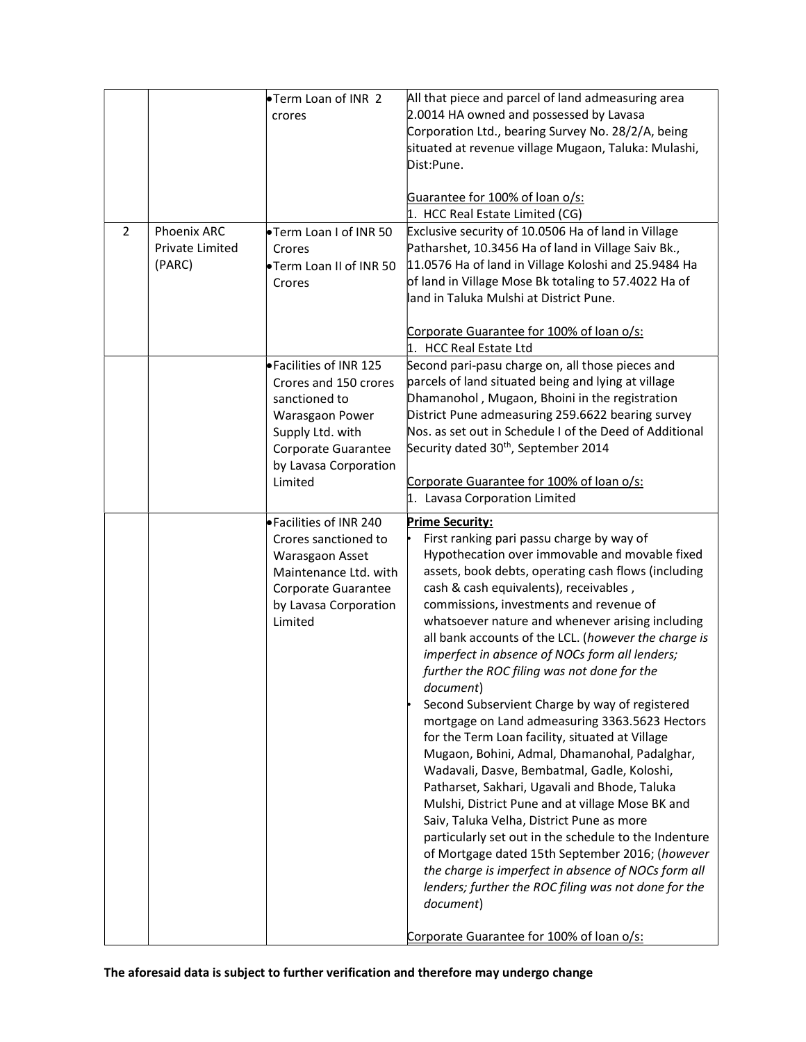| | | | |
|---|---|---|---|
| | | • Term Loan of INR 2 crores | All that piece and parcel of land admeasuring area 2.0014 HA owned and possessed by Lavasa Corporation Ltd., bearing Survey No. 28/2/A, being situated at revenue village Mugaon, Taluka: Mulashi, Dist:Pune.<br><br><u>Guarantee for 100% of loan o/s:</u><br>1. HCC Real Estate Limited (CG) |
| 2 | Phoenix ARC Private Limited (PARC) | • Term Loan I of INR 50 Crores<br>• Term Loan II of INR 50 Crores | Exclusive security of 10.0506 Ha of land in Village Patharshet, 10.3456 Ha of land in Village Saiv Bk., 11.0576 Ha of land in Village Koloshi and 25.9484 Ha of land in Village Mose Bk totaling to 57.4022 Ha of land in Taluka Mulshi at District Pune.<br><br><u>Corporate Guarantee for 100% of loan o/s:</u><br>1. HCC Real Estate Ltd |
| | | • Facilities of INR 125 Crores and 150 crores sanctioned to Warasgaon Power Supply Ltd. with Corporate Guarantee by Lavasa Corporation Limited | Second pari-pasu charge on, all those pieces and parcels of land situated being and lying at village Dhamanohol , Mugaon, Bhoini in the registration District Pune admeasuring 259.6622 bearing survey Nos. as set out in Schedule I of the Deed of Additional Security dated 30th, September 2014<br><br><u>Corporate Guarantee for 100% of loan o/s:</u><br>1. Lavasa Corporation Limited |
| | | • Facilities of INR 240 Crores sanctioned to Warasgaon Asset Maintenance Ltd. with Corporate Guarantee by Lavasa Corporation Limited | **<u>Prime Security:</u>**<br>• First ranking pari passu charge by way of Hypothecation over immovable and movable fixed assets, book debts, operating cash flows (including cash & cash equivalents), receivables , commissions, investments and revenue of whatsoever nature and whenever arising including all bank accounts of the LCL. (*however the charge is imperfect in absence of NOCs form all lenders; further the ROC filing was not done for the document*)<br>• Second Subservient Charge by way of registered mortgage on Land admeasuring 3363.5623 Hectors for the Term Loan facility, situated at Village Mugaon, Bohini, Admal, Dhamanohal, Padalghar, Wadavali, Dasve, Bembatmal, Gadle, Koloshi, Patharset, Sakhari, Ugavali and Bhode, Taluka Mulshi, District Pune and at village Mose BK and Saiv, Taluka Velha, District Pune as more particularly set out in the schedule to the Indenture of Mortgage dated 15th September 2016; (*however the charge is imperfect in absence of NOCs form all lenders; further the ROC filing was not done for the document*)<br><br><u>Corporate Guarantee for 100% of loan o/s:</u> |

**The aforesaid data is subject to further verification and therefore may undergo change**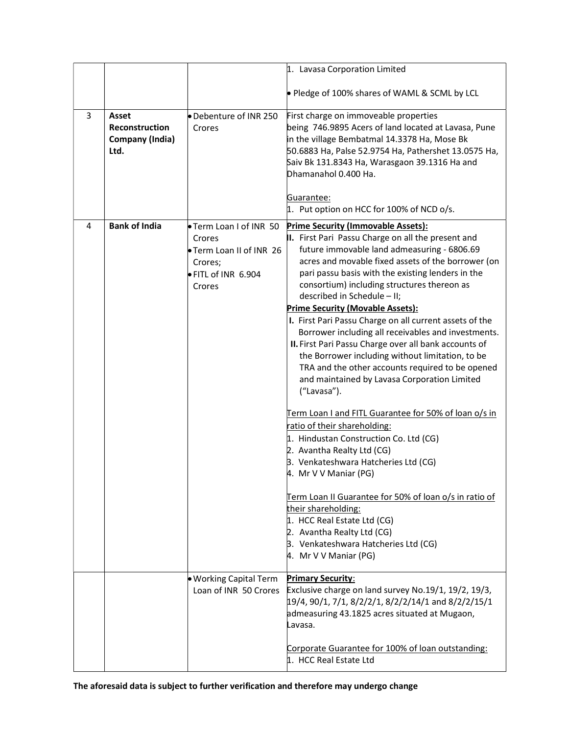| | | | |
|---|---|---|---|
| | | | 1. Lavasa Corporation Limited<br><br>• Pledge of 100% shares of WAML & SCML by LCL |
| 3 | **Asset Reconstruction Company (India) Ltd.** | • Debenture of INR 250 Crores | First charge on immoveable properties being 746.9895 Acers of land located at Lavasa, Pune in the village Bembatmal 14.3378 Ha, Mose Bk 50.6883 Ha, Palse 52.9754 Ha, Pathershet 13.0575 Ha, Saiv Bk 131.8343 Ha, Warasgaon 39.1316 Ha and Dhamanahol 0.400 Ha.<br><br><u>Guarantee:</u><br>1. Put option on HCC for 100% of NCD o/s. |
| 4 | **Bank of India** | • Term Loan I of INR 50 Crores<br>• Term Loan II of INR 26 Crores;<br>• FITL of INR 6.904 Crores | **<u>Prime Security (Immovable Assets):</u>**<br>**II.** First Pari Passu Charge on all the present and future immovable land admeasuring - 6806.69 acres and movable fixed assets of the borrower (on pari passu basis with the existing lenders in the consortium) including structures thereon as described in Schedule – II;<br>**<u>Prime Security (Movable Assets):</u>**<br>**I.** First Pari Passu Charge on all current assets of the Borrower including all receivables and investments.<br>**II.** First Pari Passu Charge over all bank accounts of the Borrower including without limitation, to be TRA and the other accounts required to be opened and maintained by Lavasa Corporation Limited ("Lavasa").<br><br><u>Term Loan I and FITL Guarantee for 50% of loan o/s in ratio of their shareholding:</u><br>1. Hindustan Construction Co. Ltd (CG)<br>2. Avantha Realty Ltd (CG)<br>3. Venkateshwara Hatcheries Ltd (CG)<br>4. Mr V V Maniar (PG)<br><br><u>Term Loan II Guarantee for 50% of loan o/s in ratio of their shareholding:</u><br>1. HCC Real Estate Ltd (CG)<br>2. Avantha Realty Ltd (CG)<br>3. Venkateshwara Hatcheries Ltd (CG)<br>4. Mr V V Maniar (PG) |
| | | • Working Capital Term Loan of INR 50 Crores | **<u>Primary Security</u>**:<br>Exclusive charge on land survey No.19/1, 19/2, 19/3, 19/4, 90/1, 7/1, 8/2/2/1, 8/2/2/14/1 and 8/2/2/15/1 admeasuring 43.1825 acres situated at Mugaon, Lavasa.<br><br><u>Corporate Guarantee for 100% of loan outstanding:</u><br>1. HCC Real Estate Ltd |

**The aforesaid data is subject to further verification and therefore may undergo change**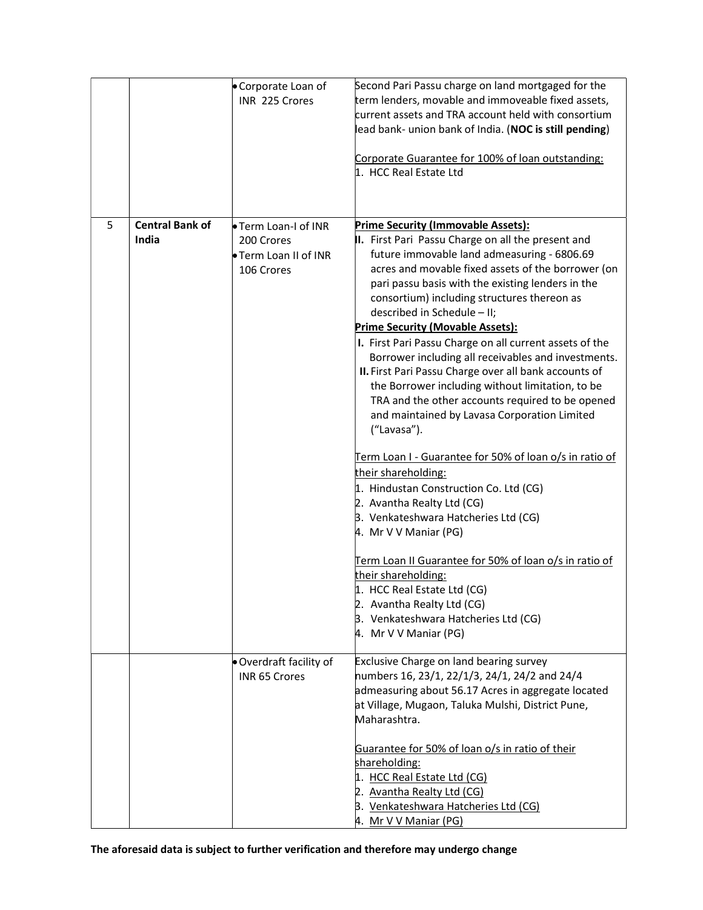| | | | |
|---|---|---|---|
| | | • Corporate Loan of INR 225 Crores | Second Pari Passu charge on land mortgaged for the term lenders, movable and immoveable fixed assets, current assets and TRA account held with consortium lead bank- union bank of India. (**NOC is still pending**)<br><br><u>Corporate Guarantee for 100% of loan outstanding:</u><br>1. HCC Real Estate Ltd |
| 5 | **Central Bank of India** | • Term Loan-I of INR 200 Crores<br>• Term Loan II of INR 106 Crores | **<u>Prime Security (Immovable Assets):</u>**<br>**II.** First Pari Passu Charge on all the present and future immovable land admeasuring - 6806.69 acres and movable fixed assets of the borrower (on pari passu basis with the existing lenders in the consortium) including structures thereon as described in Schedule – II;<br>**<u>Prime Security (Movable Assets):</u>**<br>**I.** First Pari Passu Charge on all current assets of the Borrower including all receivables and investments.<br>**II.** First Pari Passu Charge over all bank accounts of the Borrower including without limitation, to be TRA and the other accounts required to be opened and maintained by Lavasa Corporation Limited ("Lavasa").<br><br><u>Term Loan I - Guarantee for 50% of loan o/s in ratio of their shareholding:</u><br>1. Hindustan Construction Co. Ltd (CG)<br>2. Avantha Realty Ltd (CG)<br>3. Venkateshwara Hatcheries Ltd (CG)<br>4. Mr V V Maniar (PG)<br><br><u>Term Loan II Guarantee for 50% of loan o/s in ratio of their shareholding:</u><br>1. HCC Real Estate Ltd (CG)<br>2. Avantha Realty Ltd (CG)<br>3. Venkateshwara Hatcheries Ltd (CG)<br>4. Mr V V Maniar (PG) |
| | | • Overdraft facility of INR 65 Crores | Exclusive Charge on land bearing survey numbers 16, 23/1, 22/1/3, 24/1, 24/2 and 24/4 admeasuring about 56.17 Acres in aggregate located at Village, Mugaon, Taluka Mulshi, District Pune, Maharashtra.<br><br><u>Guarantee for 50% of loan o/s in ratio of their shareholding:</u><br>1. <u>HCC Real Estate Ltd (CG)</u><br>2. <u>Avantha Realty Ltd (CG)</u><br>3. <u>Venkateshwara Hatcheries Ltd (CG)</u><br>4. <u>Mr V V Maniar (PG)</u> |

**The aforesaid data is subject to further verification and therefore may undergo change**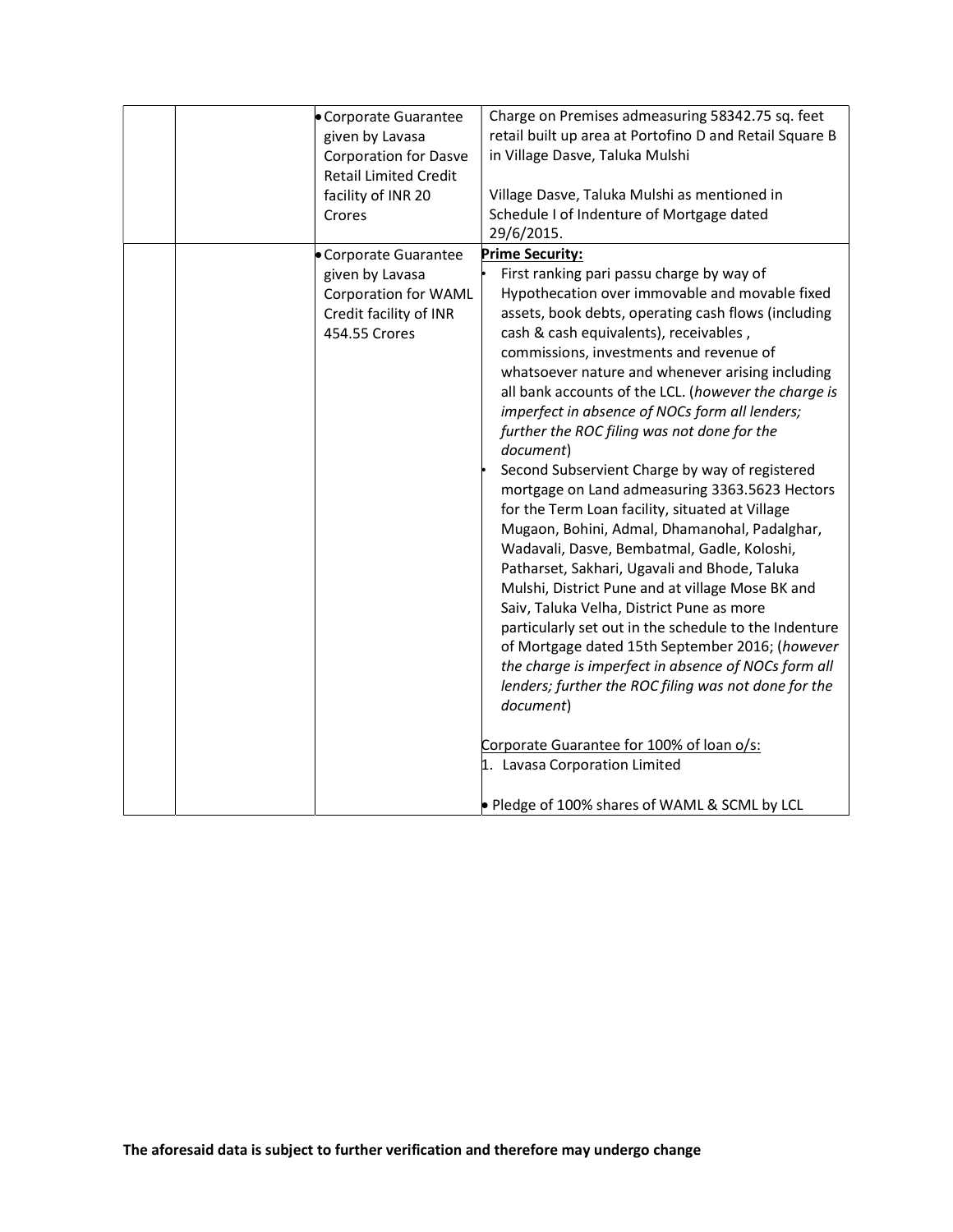| | | | |
|---|---|---|---|
| | | • Corporate Guarantee given by Lavasa Corporation for Dasve Retail Limited Credit facility of INR 20 Crores | Charge on Premises admeasuring 58342.75 sq. feet retail built up area at Portofino D and Retail Square B in Village Dasve, Taluka Mulshi<br><br>Village Dasve, Taluka Mulshi as mentioned in Schedule I of Indenture of Mortgage dated 29/6/2015. |
| | | • Corporate Guarantee given by Lavasa Corporation for WAML Credit facility of INR 454.55 Crores | **Prime Security:**<br>• First ranking pari passu charge by way of Hypothecation over immovable and movable fixed assets, book debts, operating cash flows (including cash & cash equivalents), receivables , commissions, investments and revenue of whatsoever nature and whenever arising including all bank accounts of the LCL. (*however the charge is imperfect in absence of NOCs form all lenders; further the ROC filing was not done for the document*)<br>• Second Subservient Charge by way of registered mortgage on Land admeasuring 3363.5623 Hectors for the Term Loan facility, situated at Village Mugaon, Bohini, Admal, Dhamanohal, Padalghar, Wadavali, Dasve, Bembatmal, Gadle, Koloshi, Patharset, Sakhari, Ugavali and Bhode, Taluka Mulshi, District Pune and at village Mose BK and Saiv, Taluka Velha, District Pune as more particularly set out in the schedule to the Indenture of Mortgage dated 15th September 2016; (*however the charge is imperfect in absence of NOCs form all lenders; further the ROC filing was not done for the document*)<br><br>Corporate Guarantee for 100% of loan o/s:<br>1. Lavasa Corporation Limited<br><br>• Pledge of 100% shares of WAML & SCML by LCL |

**The aforesaid data is subject to further verification and therefore may undergo change**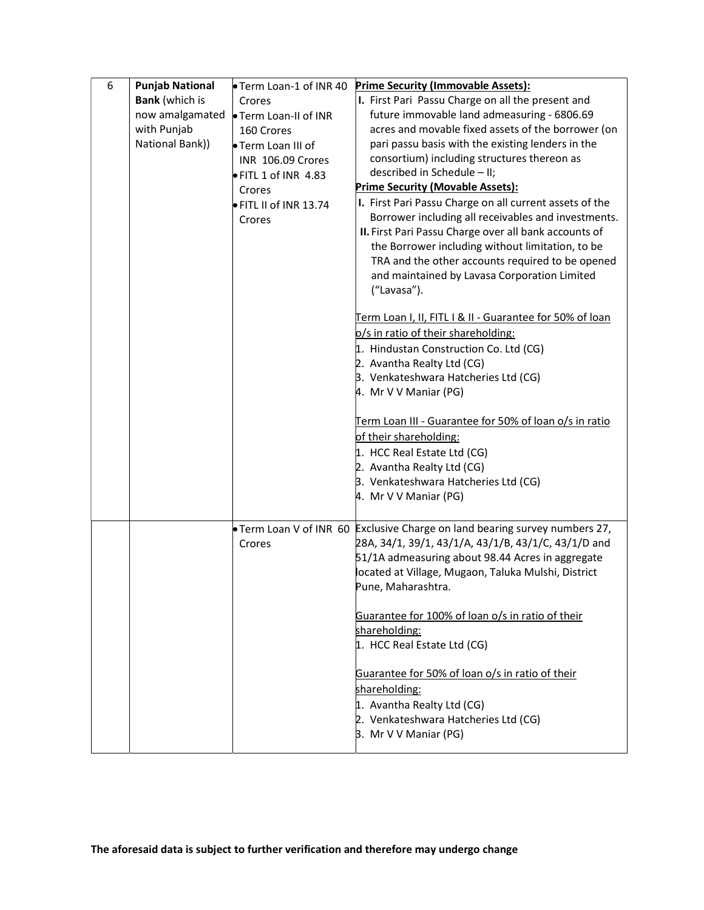| 6 | **Punjab National Bank** (which is now amalgamated with Punjab National Bank)) | • Term Loan-1 of INR 40 Crores<br>• Term Loan-II of INR 160 Crores<br>• Term Loan III of INR 106.09 Crores<br>• FITL 1 of INR 4.83 Crores<br>• FITL II of INR 13.74 Crores | **<u>Prime Security (Immovable Assets):</u>**<br>**I.** First Pari Passu Charge on all the present and future immovable land admeasuring - 6806.69 acres and movable fixed assets of the borrower (on pari passu basis with the existing lenders in the consortium) including structures thereon as described in Schedule – II;<br>**<u>Prime Security (Movable Assets):</u>**<br>**I.** First Pari Passu Charge on all current assets of the Borrower including all receivables and investments.<br>**II.** First Pari Passu Charge over all bank accounts of the Borrower including without limitation, to be TRA and the other accounts required to be opened and maintained by Lavasa Corporation Limited ("Lavasa").<br><br><u>Term Loan I, II, FITL I & II - Guarantee for 50% of loan o/s in ratio of their shareholding:</u><br>1. Hindustan Construction Co. Ltd (CG)<br>2. Avantha Realty Ltd (CG)<br>3. Venkateshwara Hatcheries Ltd (CG)<br>4. Mr V V Maniar (PG)<br><br><u>Term Loan III - Guarantee for 50% of loan o/s in ratio of their shareholding:</u><br>1. HCC Real Estate Ltd (CG)<br>2. Avantha Realty Ltd (CG)<br>3. Venkateshwara Hatcheries Ltd (CG)<br>4. Mr V V Maniar (PG) |
|---|---|---|---|
| | | • Term Loan V of INR 60 Crores | Exclusive Charge on land bearing survey numbers 27, 28A, 34/1, 39/1, 43/1/A, 43/1/B, 43/1/C, 43/1/D and 51/1A admeasuring about 98.44 Acres in aggregate located at Village, Mugaon, Taluka Mulshi, District Pune, Maharashtra.<br><br><u>Guarantee for 100% of loan o/s in ratio of their shareholding:</u><br>1. HCC Real Estate Ltd (CG)<br><br><u>Guarantee for 50% of loan o/s in ratio of their shareholding:</u><br>1. Avantha Realty Ltd (CG)<br>2. Venkateshwara Hatcheries Ltd (CG)<br>3. Mr V V Maniar (PG) |

**The aforesaid data is subject to further verification and therefore may undergo change**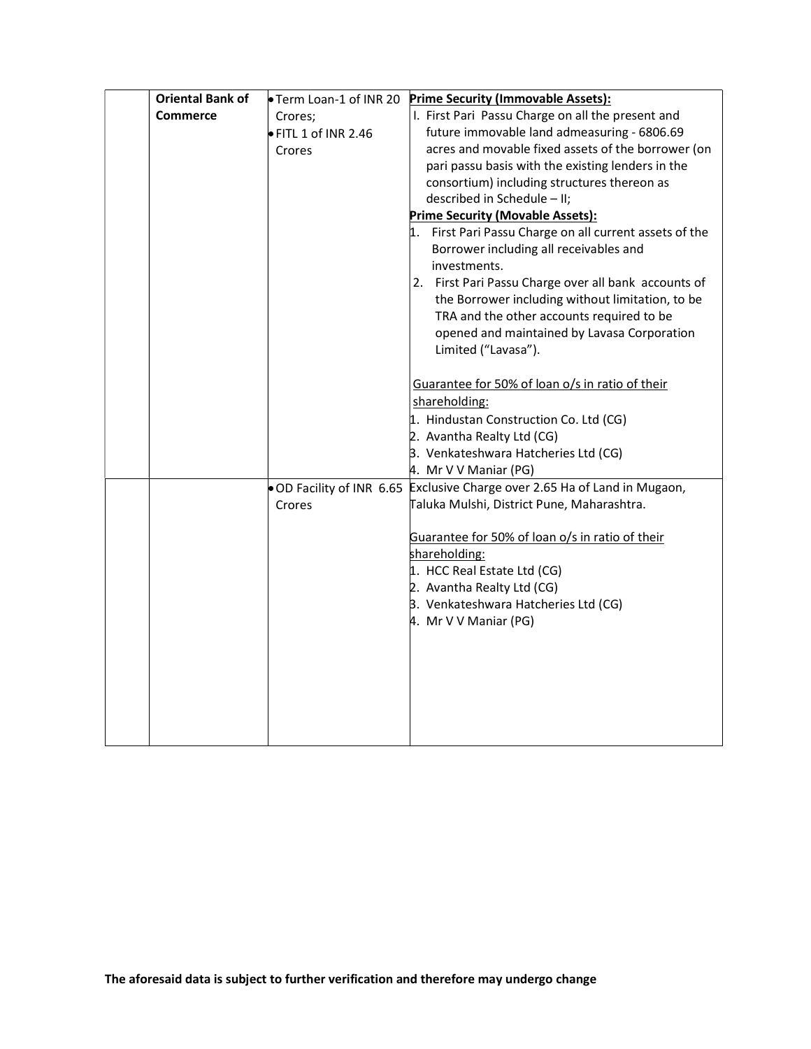|  | Oriental Bank of Commerce | • Term Loan-1 of INR 20 Crores;<br>• FITL 1 of INR 2.46 Crores | **Prime Security (Immovable Assets):**<br>I. First Pari Passu Charge on all the present and future immovable land admeasuring - 6806.69 acres and movable fixed assets of the borrower (on pari passu basis with the existing lenders in the consortium) including structures thereon as described in Schedule – II;<br>**Prime Security (Movable Assets):**<br>1. First Pari Passu Charge on all current assets of the Borrower including all receivables and investments.<br>2. First Pari Passu Charge over all bank accounts of the Borrower including without limitation, to be TRA and the other accounts required to be opened and maintained by Lavasa Corporation Limited ("Lavasa").<br><br>Guarantee for 50% of loan o/s in ratio of their shareholding:<br>1. Hindustan Construction Co. Ltd (CG)<br>2. Avantha Realty Ltd (CG)<br>3. Venkateshwara Hatcheries Ltd (CG)<br>4. Mr V V Maniar (PG) |
|---|---|---|---|
|  |  | • OD Facility of INR 6.65 Crores | Exclusive Charge over 2.65 Ha of Land in Mugaon, Taluka Mulshi, District Pune, Maharashtra.<br><br>Guarantee for 50% of loan o/s in ratio of their shareholding:<br>1. HCC Real Estate Ltd (CG)<br>2. Avantha Realty Ltd (CG)<br>3. Venkateshwara Hatcheries Ltd (CG)<br>4. Mr V V Maniar (PG) |

**The aforesaid data is subject to further verification and therefore may undergo change**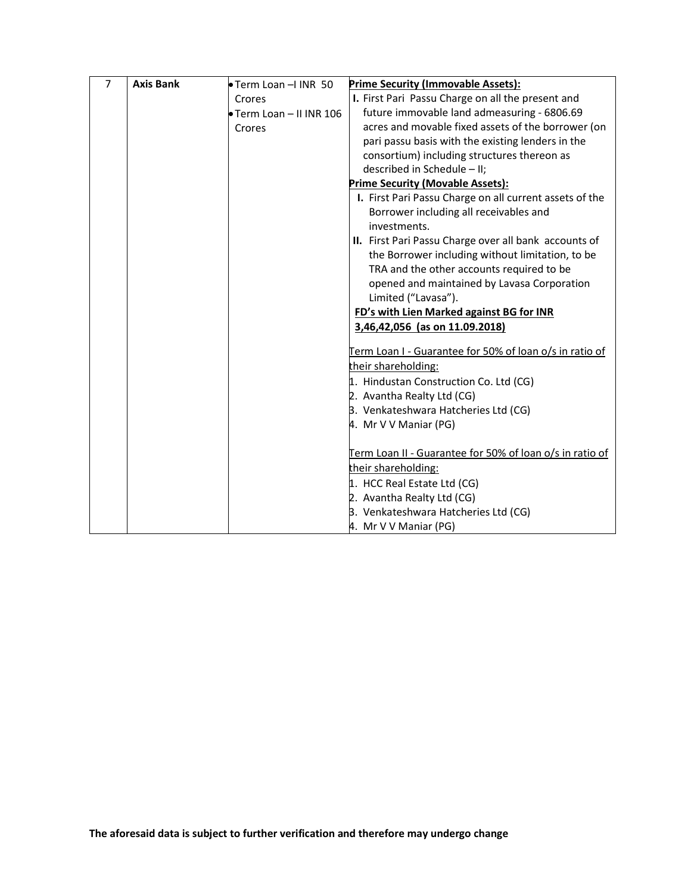| 7 | **Axis Bank** | • Term Loan –I INR 50 Crores<br>• Term Loan – II INR 106 Crores | **Prime Security (Immovable Assets):**<br>**I.** First Pari Passu Charge on all the present and future immovable land admeasuring - 6806.69 acres and movable fixed assets of the borrower (on pari passu basis with the existing lenders in the consortium) including structures thereon as described in Schedule – II;<br>**Prime Security (Movable Assets):**<br>**I.** First Pari Passu Charge on all current assets of the Borrower including all receivables and investments.<br>**II.** First Pari Passu Charge over all bank accounts of the Borrower including without limitation, to be TRA and the other accounts required to be opened and maintained by Lavasa Corporation Limited ("Lavasa").<br>**FD's with Lien Marked against BG for INR 3,46,42,056 (as on 11.09.2018)**<br><br>Term Loan I - Guarantee for 50% of loan o/s in ratio of their shareholding:<br>1. Hindustan Construction Co. Ltd (CG)<br>2. Avantha Realty Ltd (CG)<br>3. Venkateshwara Hatcheries Ltd (CG)<br>4. Mr V V Maniar (PG)<br><br>Term Loan II - Guarantee for 50% of loan o/s in ratio of their shareholding:<br>1. HCC Real Estate Ltd (CG)<br>2. Avantha Realty Ltd (CG)<br>3. Venkateshwara Hatcheries Ltd (CG)<br>4. Mr V V Maniar (PG) |
|---|---|---|---|

**The aforesaid data is subject to further verification and therefore may undergo change**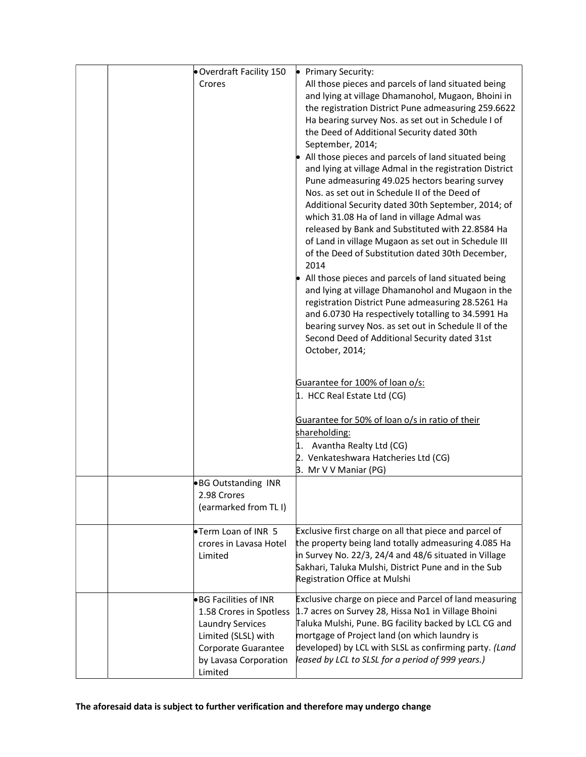| | | | |
|---|---|---|---|
| | | • Overdraft Facility 150 Crores | • Primary Security:<br>All those pieces and parcels of land situated being and lying at village Dhamanohol, Mugaon, Bhoini in the registration District Pune admeasuring 259.6622 Ha bearing survey Nos. as set out in Schedule I of the Deed of Additional Security dated 30th September, 2014;<br>• All those pieces and parcels of land situated being and lying at village Admal in the registration District Pune admeasuring 49.025 hectors bearing survey Nos. as set out in Schedule II of the Deed of Additional Security dated 30th September, 2014; of which 31.08 Ha of land in village Admal was released by Bank and Substituted with 22.8584 Ha of Land in village Mugaon as set out in Schedule III of the Deed of Substitution dated 30th December, 2014<br>• All those pieces and parcels of land situated being and lying at village Dhamanohol and Mugaon in the registration District Pune admeasuring 28.5261 Ha and 6.0730 Ha respectively totalling to 34.5991 Ha bearing survey Nos. as set out in Schedule II of the Second Deed of Additional Security dated 31st October, 2014;<br><br><u>Guarantee for 100% of loan o/s:</u><br>1. HCC Real Estate Ltd (CG)<br><br><u>Guarantee for 50% of loan o/s in ratio of their shareholding:</u><br>1. Avantha Realty Ltd (CG)<br>2. Venkateshwara Hatcheries Ltd (CG)<br>3. Mr V V Maniar (PG) |
| | | • BG Outstanding INR 2.98 Crores (earmarked from TL I) | |
| | | • Term Loan of INR 5 crores in Lavasa Hotel Limited | Exclusive first charge on all that piece and parcel of the property being land totally admeasuring 4.085 Ha in Survey No. 22/3, 24/4 and 48/6 situated in Village Sakhari, Taluka Mulshi, District Pune and in the Sub Registration Office at Mulshi |
| | | • BG Facilities of INR 1.58 Crores in Spotless Laundry Services Limited (SLSL) with Corporate Guarantee by Lavasa Corporation Limited | Exclusive charge on piece and Parcel of land measuring 1.7 acres on Survey 28, Hissa No1 in Village Bhoini Taluka Mulshi, Pune. BG facility backed by LCL CG and mortgage of Project land (on which laundry is developed) by LCL with SLSL as confirming party. *(Land leased by LCL to SLSL for a period of 999 years.)* |

**The aforesaid data is subject to further verification and therefore may undergo change**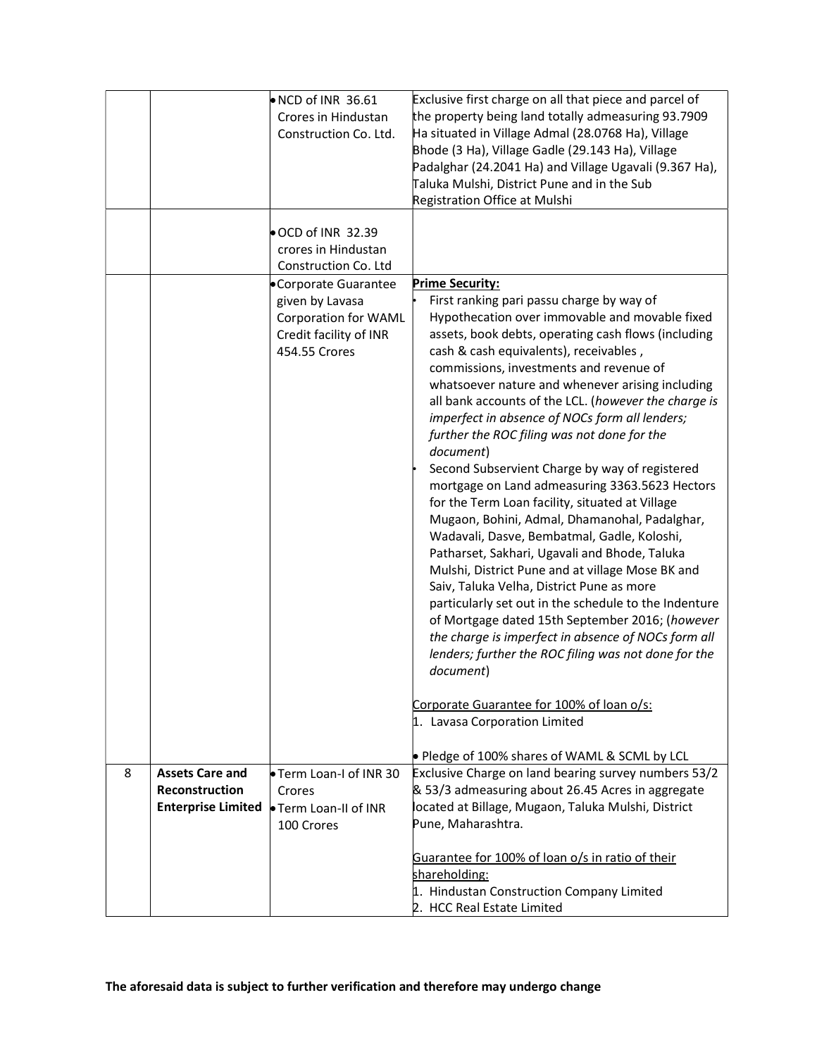| | | | |
|---|---|---|---|
| | | • NCD of INR 36.61 Crores in Hindustan Construction Co. Ltd. | Exclusive first charge on all that piece and parcel of the property being land totally admeasuring 93.7909 Ha situated in Village Admal (28.0768 Ha), Village Bhode (3 Ha), Village Gadle (29.143 Ha), Village Padalghar (24.2041 Ha) and Village Ugavali (9.367 Ha), Taluka Mulshi, District Pune and in the Sub Registration Office at Mulshi |
| | | • OCD of INR 32.39 crores in Hindustan Construction Co. Ltd | |
| | | • Corporate Guarantee given by Lavasa Corporation for WAML Credit facility of INR 454.55 Crores | **Prime Security:**<br>• First ranking pari passu charge by way of Hypothecation over immovable and movable fixed assets, book debts, operating cash flows (including cash & cash equivalents), receivables , commissions, investments and revenue of whatsoever nature and whenever arising including all bank accounts of the LCL. (*however the charge is imperfect in absence of NOCs form all lenders; further the ROC filing was not done for the document*)<br>• Second Subservient Charge by way of registered mortgage on Land admeasuring 3363.5623 Hectors for the Term Loan facility, situated at Village Mugaon, Bohini, Admal, Dhamanohal, Padalghar, Wadavali, Dasve, Bembatmal, Gadle, Koloshi, Patharset, Sakhari, Ugavali and Bhode, Taluka Mulshi, District Pune and at village Mose BK and Saiv, Taluka Velha, District Pune as more particularly set out in the schedule to the Indenture of Mortgage dated 15th September 2016; (*however the charge is imperfect in absence of NOCs form all lenders; further the ROC filing was not done for the document*)<br><br>Corporate Guarantee for 100% of loan o/s:<br>1. Lavasa Corporation Limited<br><br>• Pledge of 100% shares of WAML & SCML by LCL |
| 8 | **Assets Care and Reconstruction Enterprise Limited** | • Term Loan-I of INR 30 Crores<br>• Term Loan-II of INR 100 Crores | Exclusive Charge on land bearing survey numbers 53/2 & 53/3 admeasuring about 26.45 Acres in aggregate located at Billage, Mugaon, Taluka Mulshi, District Pune, Maharashtra.<br><br>Guarantee for 100% of loan o/s in ratio of their shareholding:<br>1. Hindustan Construction Company Limited<br>2. HCC Real Estate Limited |

**The aforesaid data is subject to further verification and therefore may undergo change**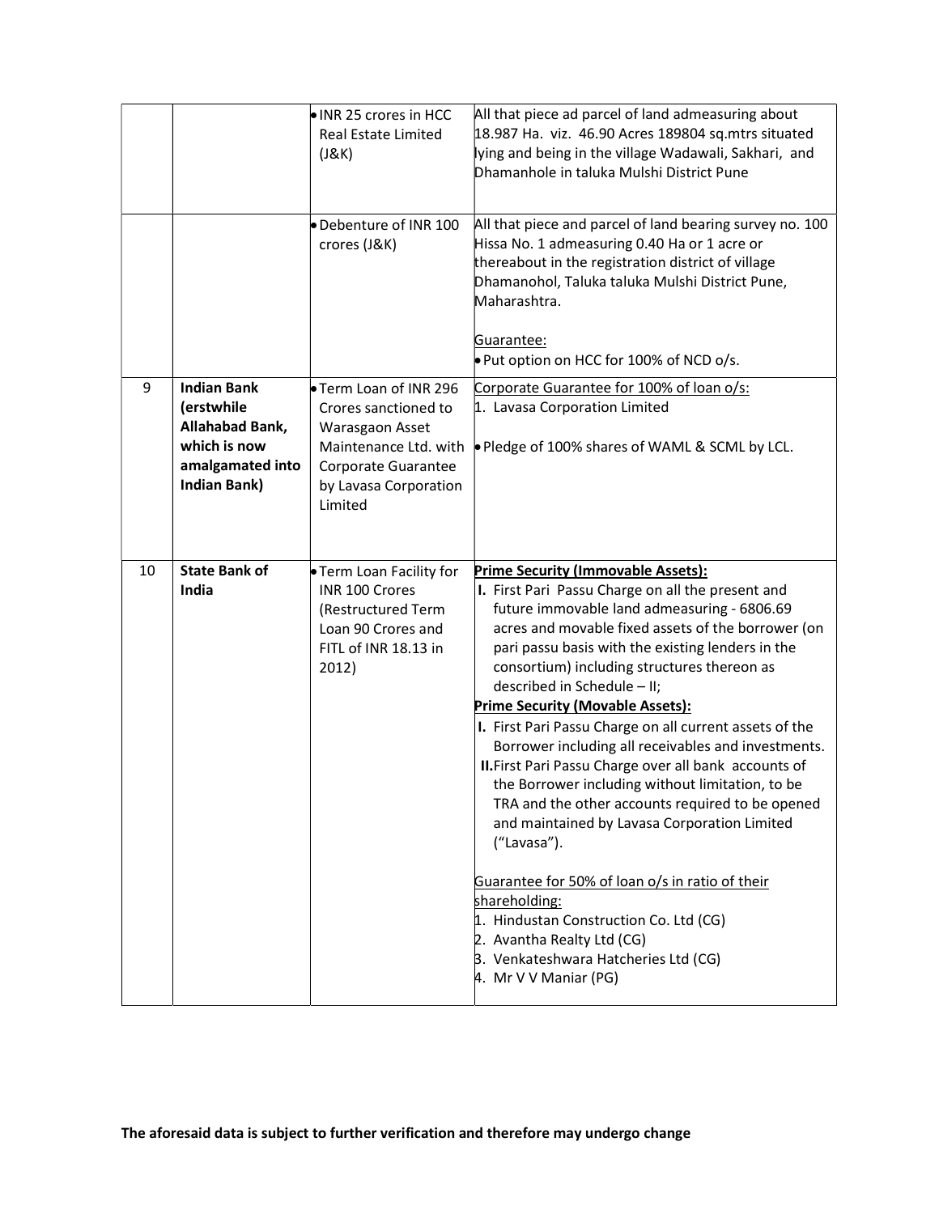| | | | |
|---|---|---|---|
| | | • INR 25 crores in HCC Real Estate Limited (J&K) | All that piece ad parcel of land admeasuring about 18.987 Ha. viz. 46.90 Acres 189804 sq.mtrs situated lying and being in the village Wadawali, Sakhari, and Dhamanhole in taluka Mulshi District Pune |
| | | • Debenture of INR 100 crores (J&K) | All that piece and parcel of land bearing survey no. 100 Hissa No. 1 admeasuring 0.40 Ha or 1 acre or thereabout in the registration district of village Dhamanohol, Taluka taluka Mulshi District Pune, Maharashtra.<br><br><u>Guarantee:</u><br>• Put option on HCC for 100% of NCD o/s. |
| 9 | **Indian Bank (erstwhile Allahabad Bank, which is now amalgamated into Indian Bank)** | • Term Loan of INR 296 Crores sanctioned to Warasgaon Asset Maintenance Ltd. with Corporate Guarantee by Lavasa Corporation Limited | <u>Corporate Guarantee for 100% of loan o/s:</u><br>1. Lavasa Corporation Limited<br><br>• Pledge of 100% shares of WAML & SCML by LCL. |
| 10 | **State Bank of India** | • Term Loan Facility for INR 100 Crores (Restructured Term Loan 90 Crores and FITL of INR 18.13 in 2012) | **<u>Prime Security (Immovable Assets):</u>**<br>**I.** First Pari Passu Charge on all the present and future immovable land admeasuring - 6806.69 acres and movable fixed assets of the borrower (on pari passu basis with the existing lenders in the consortium) including structures thereon as described in Schedule – II;<br>**<u>Prime Security (Movable Assets):</u>**<br>**I.** First Pari Passu Charge on all current assets of the Borrower including all receivables and investments.<br>**II.** First Pari Passu Charge over all bank accounts of the Borrower including without limitation, to be TRA and the other accounts required to be opened and maintained by Lavasa Corporation Limited ("Lavasa").<br><br><u>Guarantee for 50% of loan o/s in ratio of their shareholding:</u><br>1. Hindustan Construction Co. Ltd (CG)<br>2. Avantha Realty Ltd (CG)<br>3. Venkateshwara Hatcheries Ltd (CG)<br>4. Mr V V Maniar (PG) |

**The aforesaid data is subject to further verification and therefore may undergo change**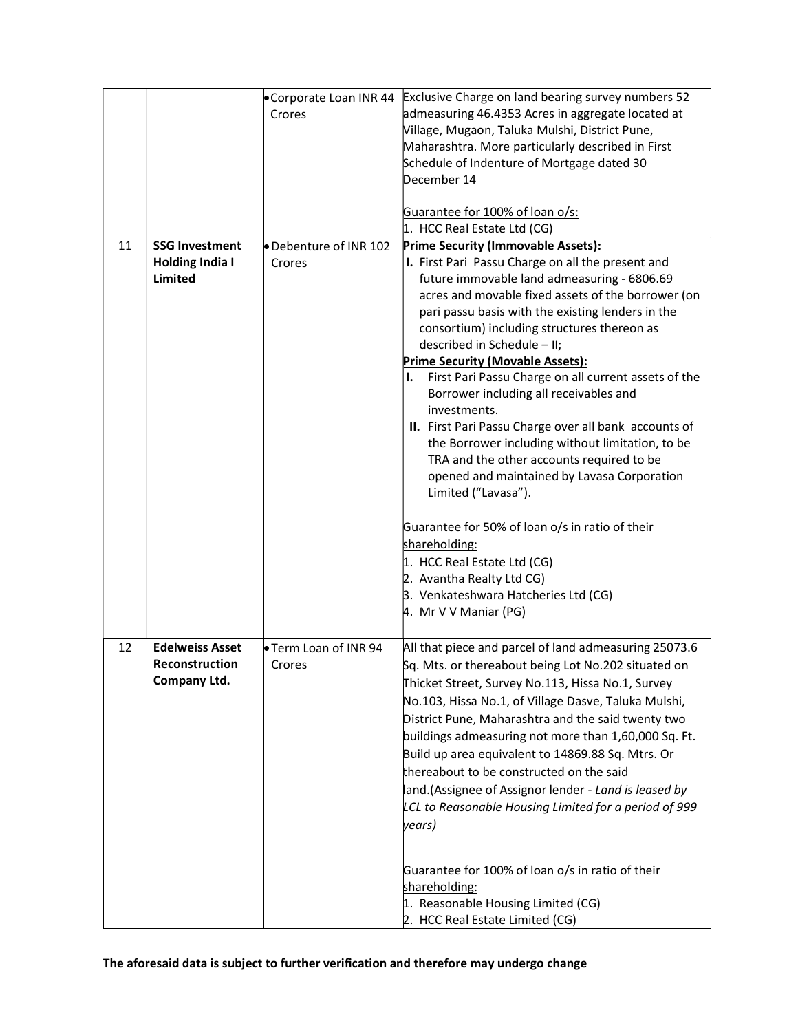| | | | |
|---|---|---|---|
| | | • Corporate Loan INR 44 Crores | Exclusive Charge on land bearing survey numbers 52 admeasuring 46.4353 Acres in aggregate located at Village, Mugaon, Taluka Mulshi, District Pune, Maharashtra. More particularly described in First Schedule of Indenture of Mortgage dated 30 December 14<br><br>Guarantee for 100% of loan o/s:<br>1. HCC Real Estate Ltd (CG) |
| 11 | **SSG Investment Holding India I Limited** | • Debenture of INR 102 Crores | **Prime Security (Immovable Assets):**<br>**I.** First Pari Passu Charge on all the present and future immovable land admeasuring - 6806.69 acres and movable fixed assets of the borrower (on pari passu basis with the existing lenders in the consortium) including structures thereon as described in Schedule – II;<br>**Prime Security (Movable Assets):**<br>**I.** First Pari Passu Charge on all current assets of the Borrower including all receivables and investments.<br>**II.** First Pari Passu Charge over all bank accounts of the Borrower including without limitation, to be TRA and the other accounts required to be opened and maintained by Lavasa Corporation Limited ("Lavasa").<br><br>Guarantee for 50% of loan o/s in ratio of their shareholding:<br>1. HCC Real Estate Ltd (CG)<br>2. Avantha Realty Ltd CG)<br>3. Venkateshwara Hatcheries Ltd (CG)<br>4. Mr V V Maniar (PG) |
| 12 | **Edelweiss Asset Reconstruction Company Ltd.** | • Term Loan of INR 94 Crores | All that piece and parcel of land admeasuring 25073.6 Sq. Mts. or thereabout being Lot No.202 situated on Thicket Street, Survey No.113, Hissa No.1, Survey No.103, Hissa No.1, of Village Dasve, Taluka Mulshi, District Pune, Maharashtra and the said twenty two buildings admeasuring not more than 1,60,000 Sq. Ft. Build up area equivalent to 14869.88 Sq. Mtrs. Or thereabout to be constructed on the said land.(Assignee of Assignor lender - *Land is leased by LCL to Reasonable Housing Limited for a period of 999 years)*<br><br>Guarantee for 100% of loan o/s in ratio of their shareholding:<br>1. Reasonable Housing Limited (CG)<br>2. HCC Real Estate Limited (CG) |

**The aforesaid data is subject to further verification and therefore may undergo change**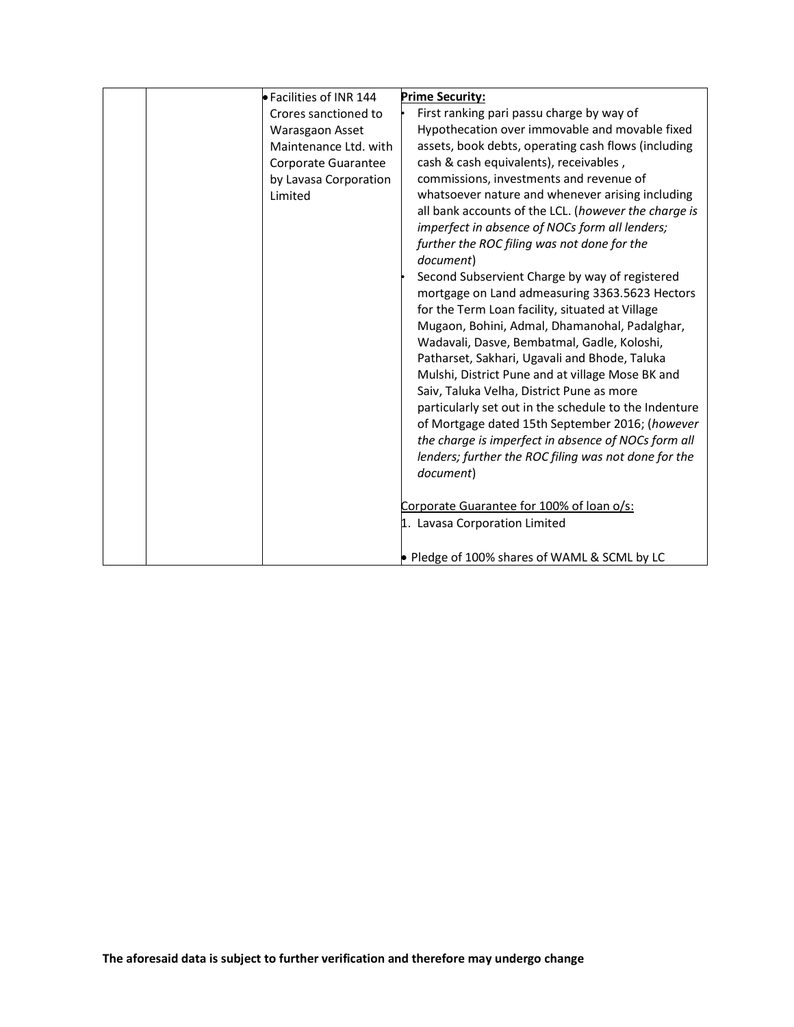| | | | |
|---|---|---|---|
| | | • Facilities of INR 144 Crores sanctioned to Warasgaon Asset Maintenance Ltd. with Corporate Guarantee by Lavasa Corporation Limited | **Prime Security:**<br>• First ranking pari passu charge by way of Hypothecation over immovable and movable fixed assets, book debts, operating cash flows (including cash & cash equivalents), receivables , commissions, investments and revenue of whatsoever nature and whenever arising including all bank accounts of the LCL. (*however the charge is imperfect in absence of NOCs form all lenders; further the ROC filing was not done for the document*)<br>• Second Subservient Charge by way of registered mortgage on Land admeasuring 3363.5623 Hectors for the Term Loan facility, situated at Village Mugaon, Bohini, Admal, Dhamanohal, Padalghar, Wadavali, Dasve, Bembatmal, Gadle, Koloshi, Patharset, Sakhari, Ugavali and Bhode, Taluka Mulshi, District Pune and at village Mose BK and Saiv, Taluka Velha, District Pune as more particularly set out in the schedule to the Indenture of Mortgage dated 15th September 2016; (*however the charge is imperfect in absence of NOCs form all lenders; further the ROC filing was not done for the document*)<br><br>Corporate Guarantee for 100% of loan o/s:<br>1. Lavasa Corporation Limited<br><br>• Pledge of 100% shares of WAML & SCML by LC |

**The aforesaid data is subject to further verification and therefore may undergo change**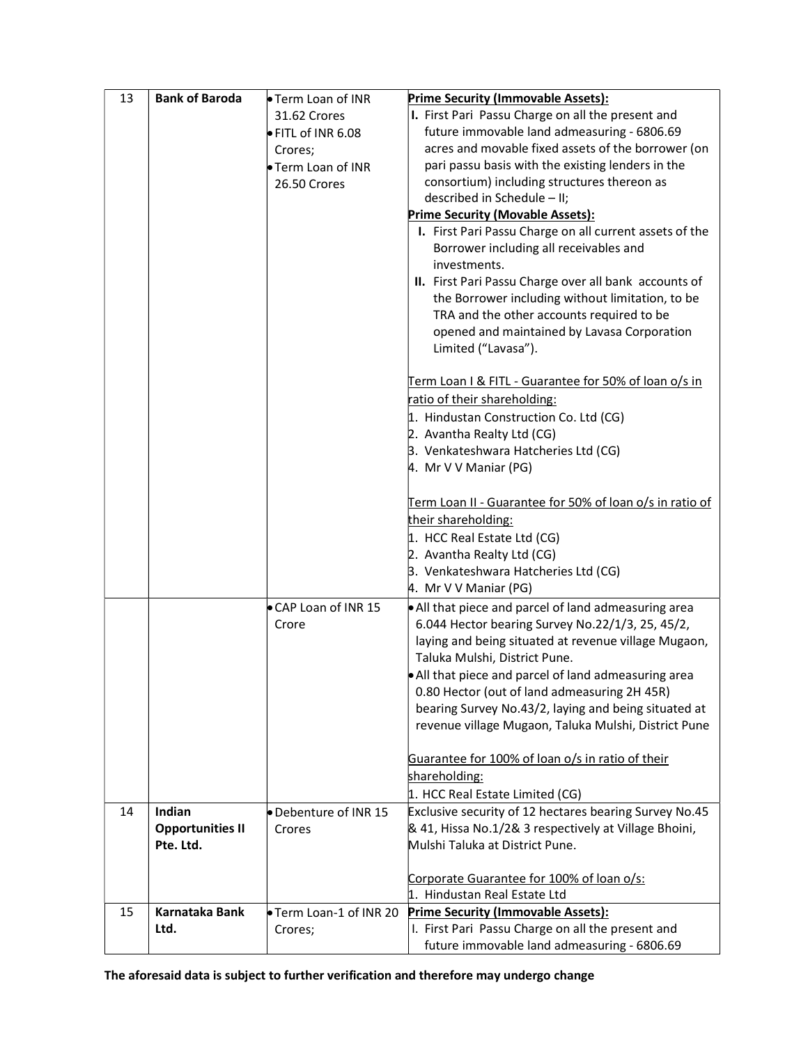| 13 | **Bank of Baroda** | • Term Loan of INR 31.62 Crores<br>• FITL of INR 6.08 Crores;<br>• Term Loan of INR 26.50 Crores | **Prime Security (Immovable Assets):**<br>**I.** First Pari Passu Charge on all the present and future immovable land admeasuring - 6806.69 acres and movable fixed assets of the borrower (on pari passu basis with the existing lenders in the consortium) including structures thereon as described in Schedule – II;<br>**Prime Security (Movable Assets):**<br>**I.** First Pari Passu Charge on all current assets of the Borrower including all receivables and investments.<br>**II.** First Pari Passu Charge over all bank accounts of the Borrower including without limitation, to be TRA and the other accounts required to be opened and maintained by Lavasa Corporation Limited ("Lavasa").<br><br><u>Term Loan I & FITL - Guarantee for 50% of loan o/s in ratio of their shareholding:</u><br>1. Hindustan Construction Co. Ltd (CG)<br>2. Avantha Realty Ltd (CG)<br>3. Venkateshwara Hatcheries Ltd (CG)<br>4. Mr V V Maniar (PG)<br><br><u>Term Loan II - Guarantee for 50% of loan o/s in ratio of their shareholding:</u><br>1. HCC Real Estate Ltd (CG)<br>2. Avantha Realty Ltd (CG)<br>3. Venkateshwara Hatcheries Ltd (CG)<br>4. Mr V V Maniar (PG) |
|---|---|---|---|
| | | • CAP Loan of INR 15 Crore | • All that piece and parcel of land admeasuring area 6.044 Hector bearing Survey No.22/1/3, 25, 45/2, laying and being situated at revenue village Mugaon, Taluka Mulshi, District Pune.<br>• All that piece and parcel of land admeasuring area 0.80 Hector (out of land admeasuring 2H 45R) bearing Survey No.43/2, laying and being situated at revenue village Mugaon, Taluka Mulshi, District Pune<br><br><u>Guarantee for 100% of loan o/s in ratio of their shareholding:</u><br>1. HCC Real Estate Limited (CG) |
| 14 | **Indian Opportunities II Pte. Ltd.** | • Debenture of INR 15 Crores | Exclusive security of 12 hectares bearing Survey No.45 & 41, Hissa No.1/2& 3 respectively at Village Bhoini, Mulshi Taluka at District Pune.<br><br><u>Corporate Guarantee for 100% of loan o/s:</u><br>1. Hindustan Real Estate Ltd |
| 15 | **Karnataka Bank Ltd.** | • Term Loan-1 of INR 20 Crores; | **Prime Security (Immovable Assets):**<br>I. First Pari Passu Charge on all the present and future immovable land admeasuring - 6806.69 |

**The aforesaid data is subject to further verification and therefore may undergo change**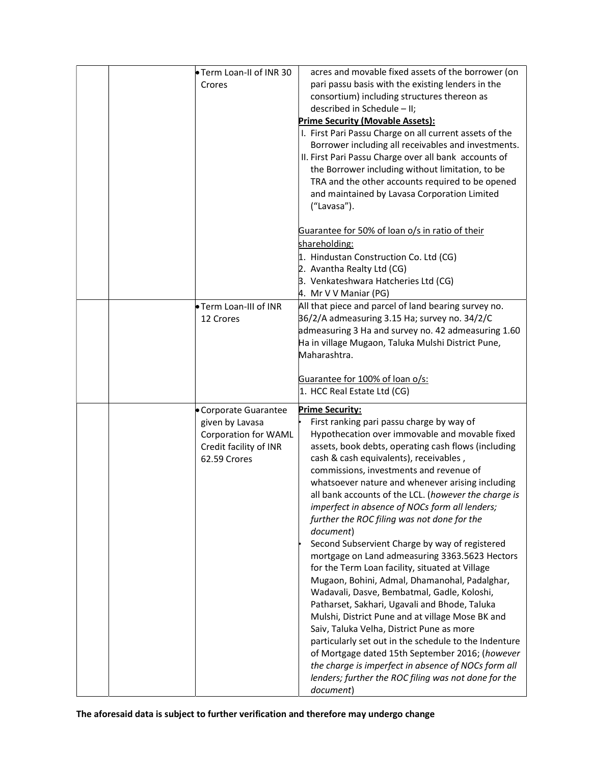| | | | |
|---|---|---|---|
| | | • Term Loan-II of INR 30 Crores | acres and movable fixed assets of the borrower (on pari passu basis with the existing lenders in the consortium) including structures thereon as described in Schedule – II;<br>**<u>Prime Security (Movable Assets):</u>**<br>I. First Pari Passu Charge on all current assets of the Borrower including all receivables and investments.<br>II. First Pari Passu Charge over all bank accounts of the Borrower including without limitation, to be TRA and the other accounts required to be opened and maintained by Lavasa Corporation Limited ("Lavasa").<br><br><u>Guarantee for 50% of loan o/s in ratio of their shareholding:</u><br>1. Hindustan Construction Co. Ltd (CG)<br>2. Avantha Realty Ltd (CG)<br>3. Venkateshwara Hatcheries Ltd (CG)<br>4. Mr V V Maniar (PG) |
| | | • Term Loan-III of INR 12 Crores | All that piece and parcel of land bearing survey no. 36/2/A admeasuring 3.15 Ha; survey no. 34/2/C admeasuring 3 Ha and survey no. 42 admeasuring 1.60 Ha in village Mugaon, Taluka Mulshi District Pune, Maharashtra.<br><br><u>Guarantee for 100% of loan o/s:</u><br>1. HCC Real Estate Ltd (CG) |
| | | • Corporate Guarantee given by Lavasa Corporation for WAML Credit facility of INR 62.59 Crores | **<u>Prime Security:</u>**<br>• First ranking pari passu charge by way of Hypothecation over immovable and movable fixed assets, book debts, operating cash flows (including cash & cash equivalents), receivables , commissions, investments and revenue of whatsoever nature and whenever arising including all bank accounts of the LCL. (*however the charge is imperfect in absence of NOCs form all lenders; further the ROC filing was not done for the document*)<br>• Second Subservient Charge by way of registered mortgage on Land admeasuring 3363.5623 Hectors for the Term Loan facility, situated at Village Mugaon, Bohini, Admal, Dhamanohal, Padalghar, Wadavali, Dasve, Bembatmal, Gadle, Koloshi, Patharset, Sakhari, Ugavali and Bhode, Taluka Mulshi, District Pune and at village Mose BK and Saiv, Taluka Velha, District Pune as more particularly set out in the schedule to the Indenture of Mortgage dated 15th September 2016; (*however the charge is imperfect in absence of NOCs form all lenders; further the ROC filing was not done for the document*) |

**The aforesaid data is subject to further verification and therefore may undergo change**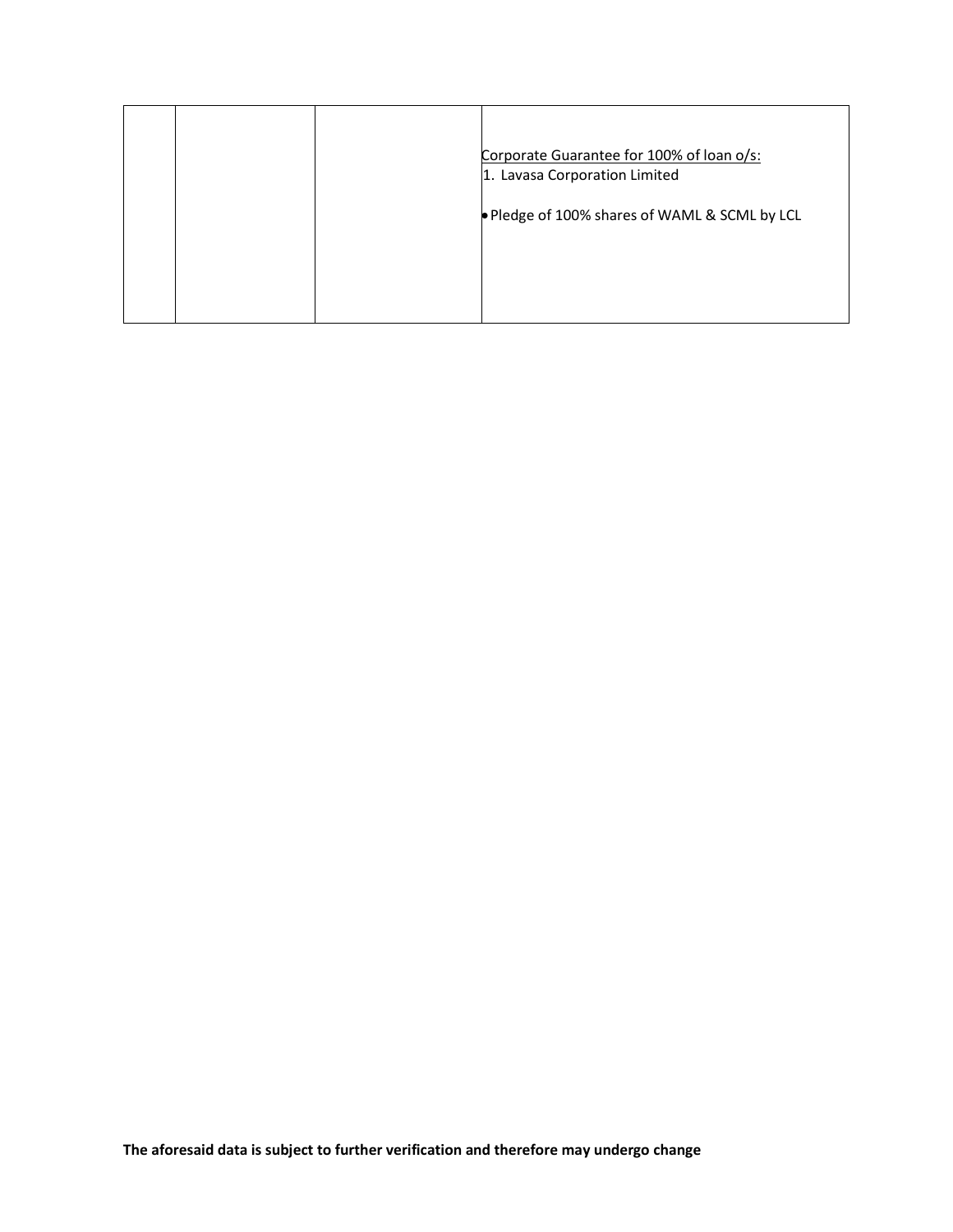| | | | |
|---|---|---|---|
| | | | Corporate Guarantee for 100% of loan o/s:<br>1. Lavasa Corporation Limited<br><br>• Pledge of 100% shares of WAML & SCML by LCL |

**The aforesaid data is subject to further verification and therefore may undergo change**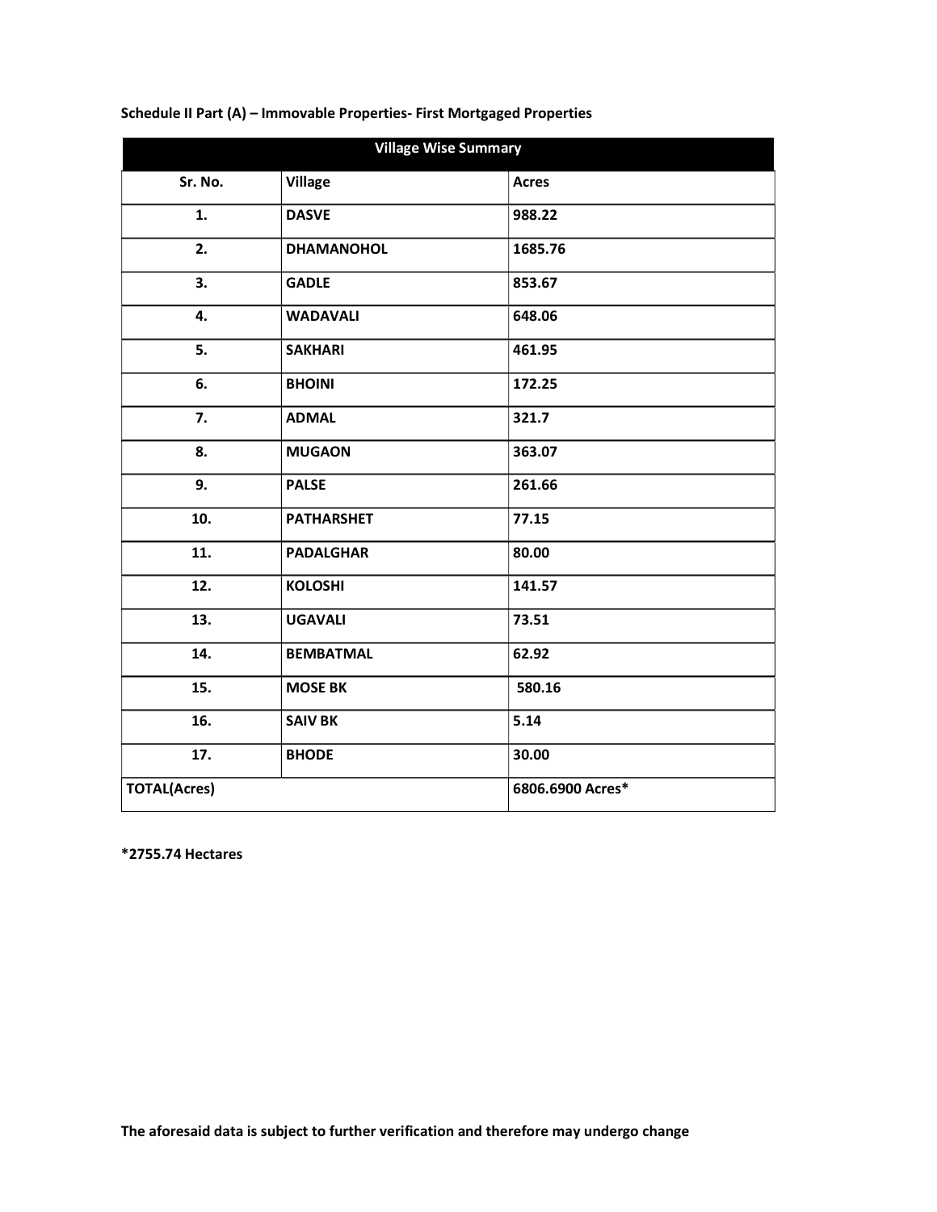**Schedule II Part (A) – Immovable Properties- First Mortgaged Properties**

| Village Wise Summary | | |
|---|---|---|
| **Sr. No.** | **Village** | **Acres** |
| **1.** | **DASVE** | **988.22** |
| **2.** | **DHAMANOHOL** | **1685.76** |
| **3.** | **GADLE** | **853.67** |
| **4.** | **WADAVALI** | **648.06** |
| **5.** | **SAKHARI** | **461.95** |
| **6.** | **BHOINI** | **172.25** |
| **7.** | **ADMAL** | **321.7** |
| **8.** | **MUGAON** | **363.07** |
| **9.** | **PALSE** | **261.66** |
| **10.** | **PATHARSHET** | **77.15** |
| **11.** | **PADALGHAR** | **80.00** |
| **12.** | **KOLOSHI** | **141.57** |
| **13.** | **UGAVALI** | **73.51** |
| **14.** | **BEMBATMAL** | **62.92** |
| **15.** | **MOSE BK** | **580.16** |
| **16.** | **SAIV BK** | **5.14** |
| **17.** | **BHODE** | **30.00** |
| **TOTAL(Acres)** | | **6806.6900 Acres*** |

**\*2755.74 Hectares**

**The aforesaid data is subject to further verification and therefore may undergo change**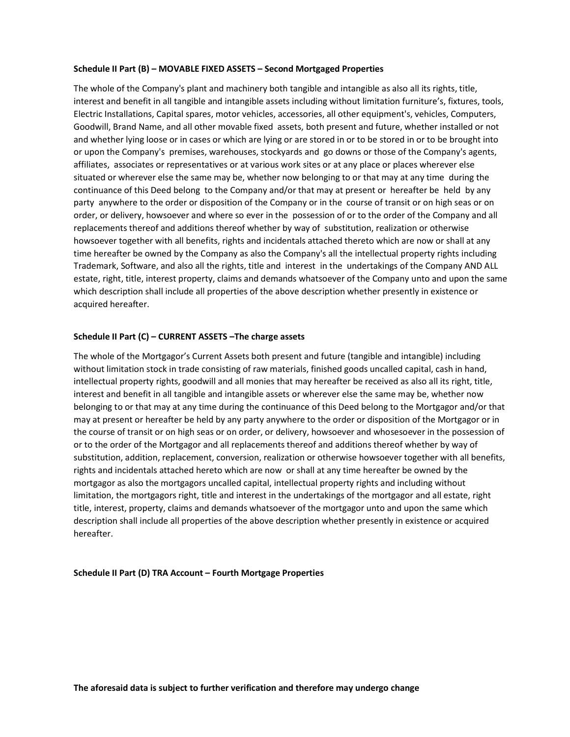**Schedule II Part (B) – MOVABLE FIXED ASSETS – Second Mortgaged Properties**

The whole of the Company's plant and machinery both tangible and intangible as also all its rights, title, interest and benefit in all tangible and intangible assets including without limitation furniture's, fixtures, tools, Electric Installations, Capital spares, motor vehicles, accessories, all other equipment's, vehicles, Computers, Goodwill, Brand Name, and all other movable fixed assets, both present and future, whether installed or not and whether lying loose or in cases or which are lying or are stored in or to be stored in or to be brought into or upon the Company's premises, warehouses, stockyards and go downs or those of the Company's agents, affiliates, associates or representatives or at various work sites or at any place or places wherever else situated or wherever else the same may be, whether now belonging to or that may at any time during the continuance of this Deed belong to the Company and/or that may at present or hereafter be held by any party anywhere to the order or disposition of the Company or in the course of transit or on high seas or on order, or delivery, howsoever and where so ever in the possession of or to the order of the Company and all replacements thereof and additions thereof whether by way of substitution, realization or otherwise howsoever together with all benefits, rights and incidentals attached thereto which are now or shall at any time hereafter be owned by the Company as also the Company's all the intellectual property rights including Trademark, Software, and also all the rights, title and interest in the undertakings of the Company AND ALL estate, right, title, interest property, claims and demands whatsoever of the Company unto and upon the same which description shall include all properties of the above description whether presently in existence or acquired hereafter.

**Schedule II Part (C) – CURRENT ASSETS –The charge assets**

The whole of the Mortgagor's Current Assets both present and future (tangible and intangible) including without limitation stock in trade consisting of raw materials, finished goods uncalled capital, cash in hand, intellectual property rights, goodwill and all monies that may hereafter be received as also all its right, title, interest and benefit in all tangible and intangible assets or wherever else the same may be, whether now belonging to or that may at any time during the continuance of this Deed belong to the Mortgagor and/or that may at present or hereafter be held by any party anywhere to the order or disposition of the Mortgagor or in the course of transit or on high seas or on order, or delivery, howsoever and whosesoever in the possession of or to the order of the Mortgagor and all replacements thereof and additions thereof whether by way of substitution, addition, replacement, conversion, realization or otherwise howsoever together with all benefits, rights and incidentals attached hereto which are now or shall at any time hereafter be owned by the mortgagor as also the mortgagors uncalled capital, intellectual property rights and including without limitation, the mortgagors right, title and interest in the undertakings of the mortgagor and all estate, right title, interest, property, claims and demands whatsoever of the mortgagor unto and upon the same which description shall include all properties of the above description whether presently in existence or acquired hereafter.

**Schedule II Part (D) TRA Account – Fourth Mortgage Properties**

**The aforesaid data is subject to further verification and therefore may undergo change**